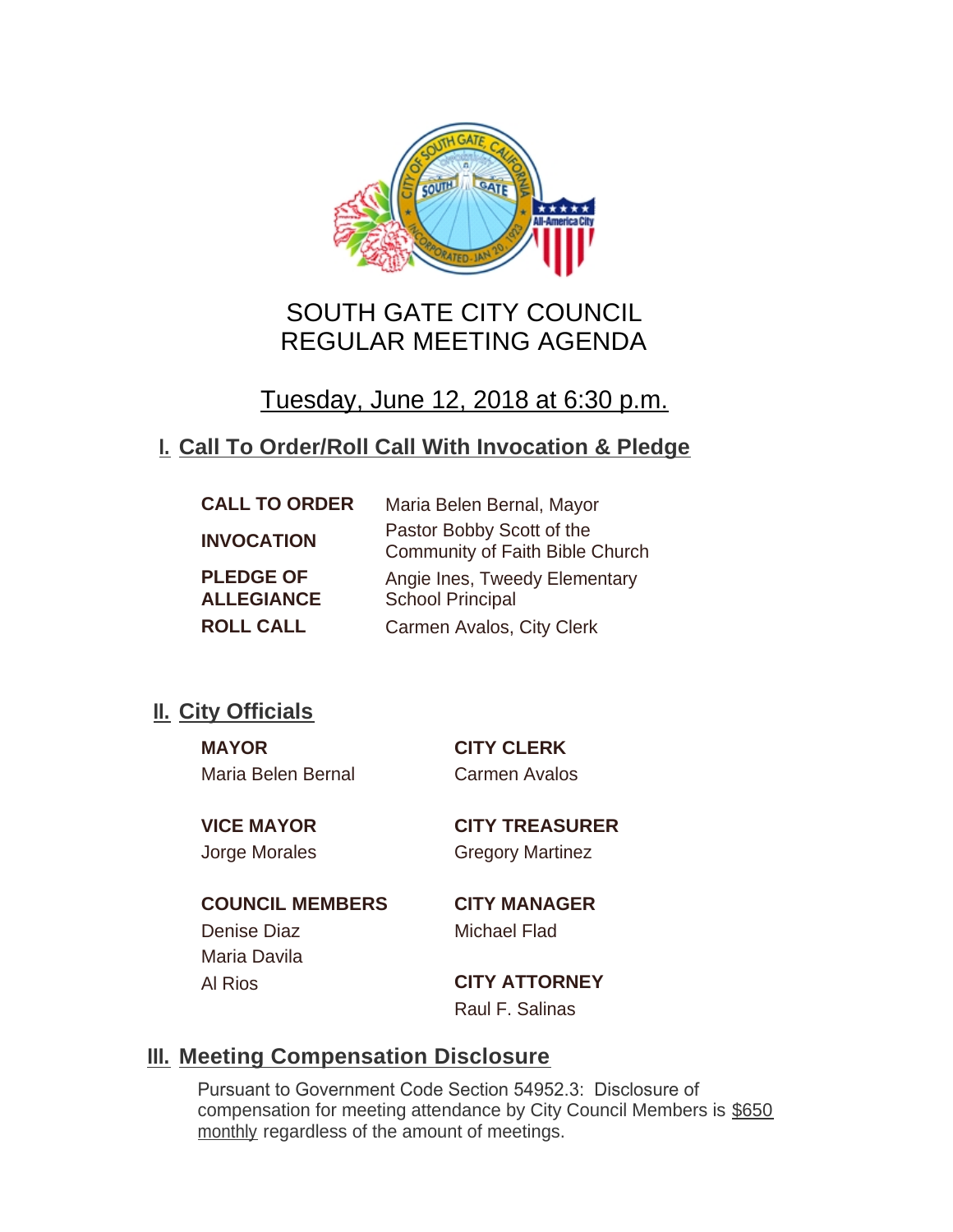# SOUTH GATE CITY COUNCIL
# REGULAR MEETING AGENDA

## Tuesday, June 12, 2018 at 6:30 p.m.

## I. Call To Order/Roll Call With Invocation & Pledge

| | |
|---|---|
| **CALL TO ORDER** | Maria Belen Bernal, Mayor |
| **INVOCATION** | Pastor Bobby Scott of the Community of Faith Bible Church |
| **PLEDGE OF ALLEGIANCE** | Angie Ines, Tweedy Elementary School Principal |
| **ROLL CALL** | Carmen Avalos, City Clerk |

## II. City Officials

**MAYOR**
Maria Belen Bernal

**VICE MAYOR**
Jorge Morales

**COUNCIL MEMBERS**
Denise Diaz
Maria Davila
Al Rios

**CITY CLERK**
Carmen Avalos

**CITY TREASURER**
Gregory Martinez

**CITY MANAGER**
Michael Flad

**CITY ATTORNEY**
Raul F. Salinas

## III. Meeting Compensation Disclosure

Pursuant to Government Code Section 54952.3: Disclosure of compensation for meeting attendance by City Council Members is $650 monthly regardless of the amount of meetings.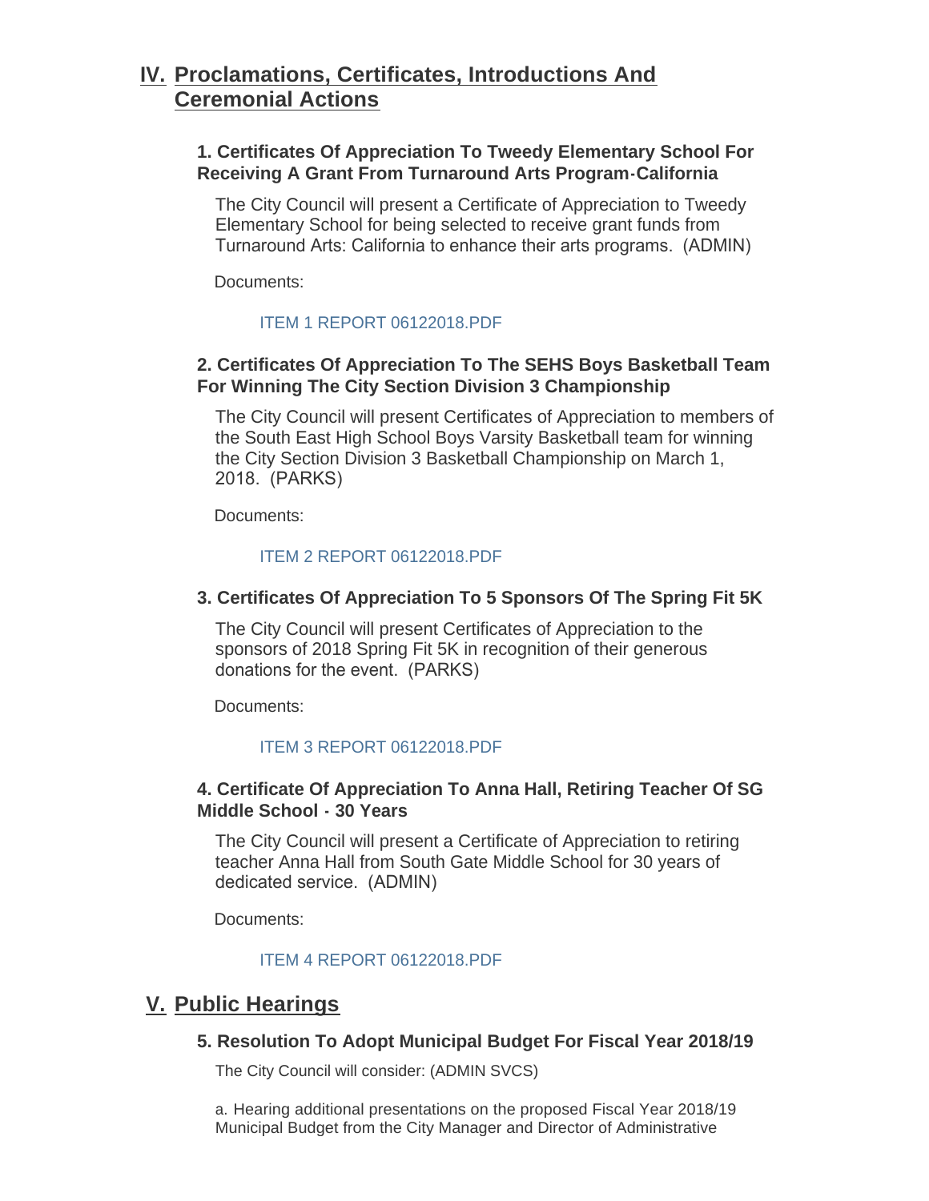## IV. Proclamations, Certificates, Introductions And Ceremonial Actions

### 1. Certificates Of Appreciation To Tweedy Elementary School For Receiving A Grant From Turnaround Arts Program-California

The City Council will present a Certificate of Appreciation to Tweedy Elementary School for being selected to receive grant funds from Turnaround Arts: California to enhance their arts programs. (ADMIN)

Documents:

ITEM 1 REPORT 06122018.PDF

### 2. Certificates Of Appreciation To The SEHS Boys Basketball Team For Winning The City Section Division 3 Championship

The City Council will present Certificates of Appreciation to members of the South East High School Boys Varsity Basketball team for winning the City Section Division 3 Basketball Championship on March 1, 2018. (PARKS)

Documents:

ITEM 2 REPORT 06122018.PDF

### 3. Certificates Of Appreciation To 5 Sponsors Of The Spring Fit 5K

The City Council will present Certificates of Appreciation to the sponsors of 2018 Spring Fit 5K in recognition of their generous donations for the event. (PARKS)

Documents:

ITEM 3 REPORT 06122018.PDF

### 4. Certificate Of Appreciation To Anna Hall, Retiring Teacher Of SG Middle School - 30 Years

The City Council will present a Certificate of Appreciation to retiring teacher Anna Hall from South Gate Middle School for 30 years of dedicated service. (ADMIN)

Documents:

ITEM 4 REPORT 06122018.PDF

## V. Public Hearings

### 5. Resolution To Adopt Municipal Budget For Fiscal Year 2018/19

The City Council will consider: (ADMIN SVCS)

a. Hearing additional presentations on the proposed Fiscal Year 2018/19 Municipal Budget from the City Manager and Director of Administrative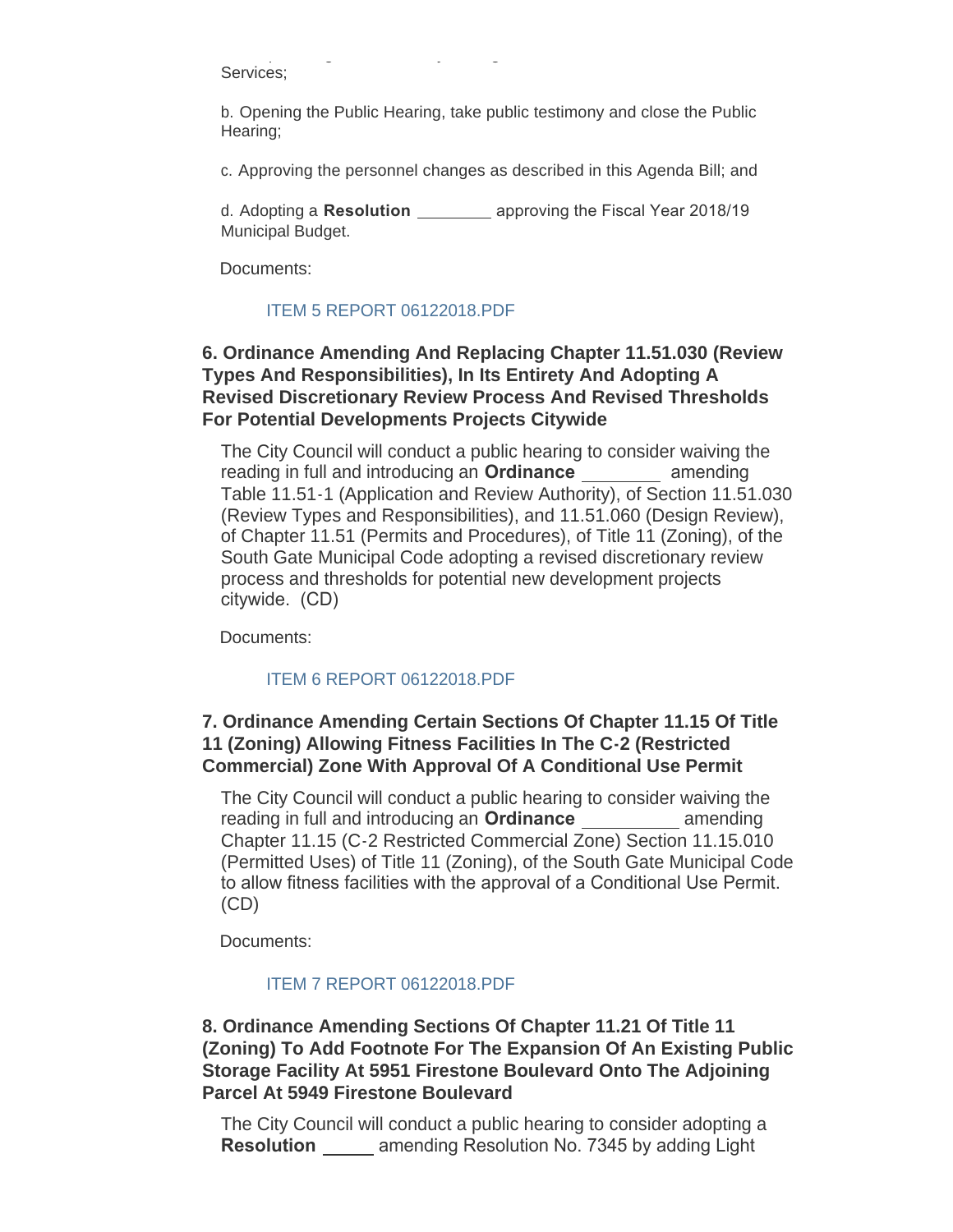Services;

b. Opening the Public Hearing, take public testimony and close the Public Hearing;

c. Approving the personnel changes as described in this Agenda Bill; and

d. Adopting a **Resolution** ________ approving the Fiscal Year 2018/19 Municipal Budget.

Documents:

ITEM 5 REPORT 06122018.PDF

### 6. Ordinance Amending And Replacing Chapter 11.51.030 (Review Types And Responsibilities), In Its Entirety And Adopting A Revised Discretionary Review Process And Revised Thresholds For Potential Developments Projects Citywide

The City Council will conduct a public hearing to consider waiving the reading in full and introducing an **Ordinance** ________ amending Table 11.51-1 (Application and Review Authority), of Section 11.51.030 (Review Types and Responsibilities), and 11.51.060 (Design Review), of Chapter 11.51 (Permits and Procedures), of Title 11 (Zoning), of the South Gate Municipal Code adopting a revised discretionary review process and thresholds for potential new development projects citywide. (CD)

Documents:

ITEM 6 REPORT 06122018.PDF

### 7. Ordinance Amending Certain Sections Of Chapter 11.15 Of Title 11 (Zoning) Allowing Fitness Facilities In The C-2 (Restricted Commercial) Zone With Approval Of A Conditional Use Permit

The City Council will conduct a public hearing to consider waiving the reading in full and introducing an **Ordinance** __________ amending Chapter 11.15 (C-2 Restricted Commercial Zone) Section 11.15.010 (Permitted Uses) of Title 11 (Zoning), of the South Gate Municipal Code to allow fitness facilities with the approval of a Conditional Use Permit. (CD)

Documents:

ITEM 7 REPORT 06122018.PDF

### 8. Ordinance Amending Sections Of Chapter 11.21 Of Title 11 (Zoning) To Add Footnote For The Expansion Of An Existing Public Storage Facility At 5951 Firestone Boulevard Onto The Adjoining Parcel At 5949 Firestone Boulevard

The City Council will conduct a public hearing to consider adopting a **Resolution** _____ amending Resolution No. 7345 by adding Light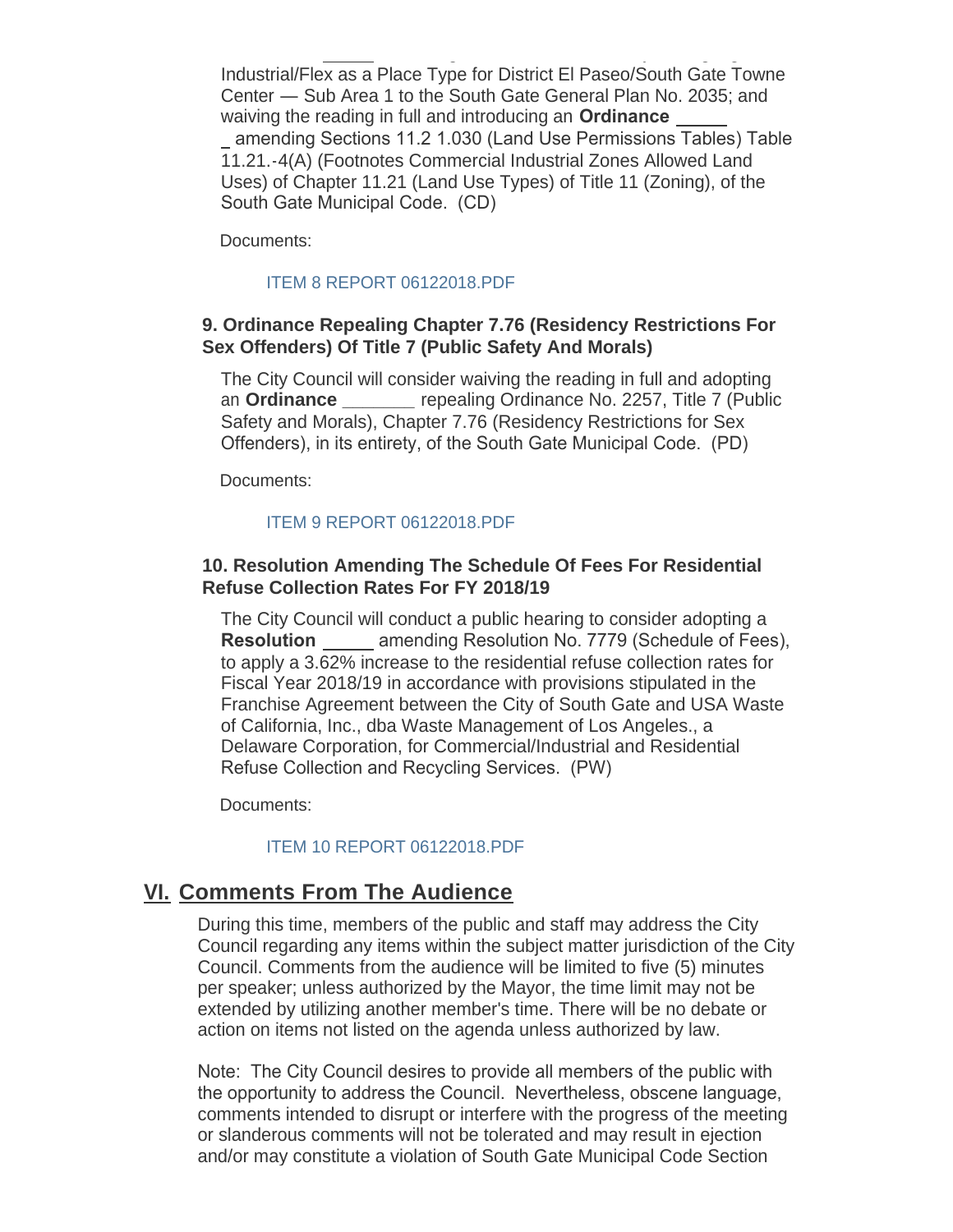Industrial/Flex as a Place Type for District El Paseo/South Gate Towne Center — Sub Area 1 to the South Gate General Plan No. 2035; and waiving the reading in full and introducing an **Ordinance** ______ amending Sections 11.2 1.030 (Land Use Permissions Tables) Table 11.21.-4(A) (Footnotes Commercial Industrial Zones Allowed Land Uses) of Chapter 11.21 (Land Use Types) of Title 11 (Zoning), of the South Gate Municipal Code. (CD)

Documents:

ITEM 8 REPORT 06122018.PDF

### 9. Ordinance Repealing Chapter 7.76 (Residency Restrictions For Sex Offenders) Of Title 7 (Public Safety And Morals)

The City Council will consider waiving the reading in full and adopting an **Ordinance** _______ repealing Ordinance No. 2257, Title 7 (Public Safety and Morals), Chapter 7.76 (Residency Restrictions for Sex Offenders), in its entirety, of the South Gate Municipal Code. (PD)

Documents:

ITEM 9 REPORT 06122018.PDF

### 10. Resolution Amending The Schedule Of Fees For Residential Refuse Collection Rates For FY 2018/19

The City Council will conduct a public hearing to consider adopting a **Resolution** _____ amending Resolution No. 7779 (Schedule of Fees), to apply a 3.62% increase to the residential refuse collection rates for Fiscal Year 2018/19 in accordance with provisions stipulated in the Franchise Agreement between the City of South Gate and USA Waste of California, Inc., dba Waste Management of Los Angeles., a Delaware Corporation, for Commercial/Industrial and Residential Refuse Collection and Recycling Services. (PW)

Documents:

ITEM 10 REPORT 06122018.PDF

## VI. Comments From The Audience

During this time, members of the public and staff may address the City Council regarding any items within the subject matter jurisdiction of the City Council. Comments from the audience will be limited to five (5) minutes per speaker; unless authorized by the Mayor, the time limit may not be extended by utilizing another member's time. There will be no debate or action on items not listed on the agenda unless authorized by law.

Note: The City Council desires to provide all members of the public with the opportunity to address the Council. Nevertheless, obscene language, comments intended to disrupt or interfere with the progress of the meeting or slanderous comments will not be tolerated and may result in ejection and/or may constitute a violation of South Gate Municipal Code Section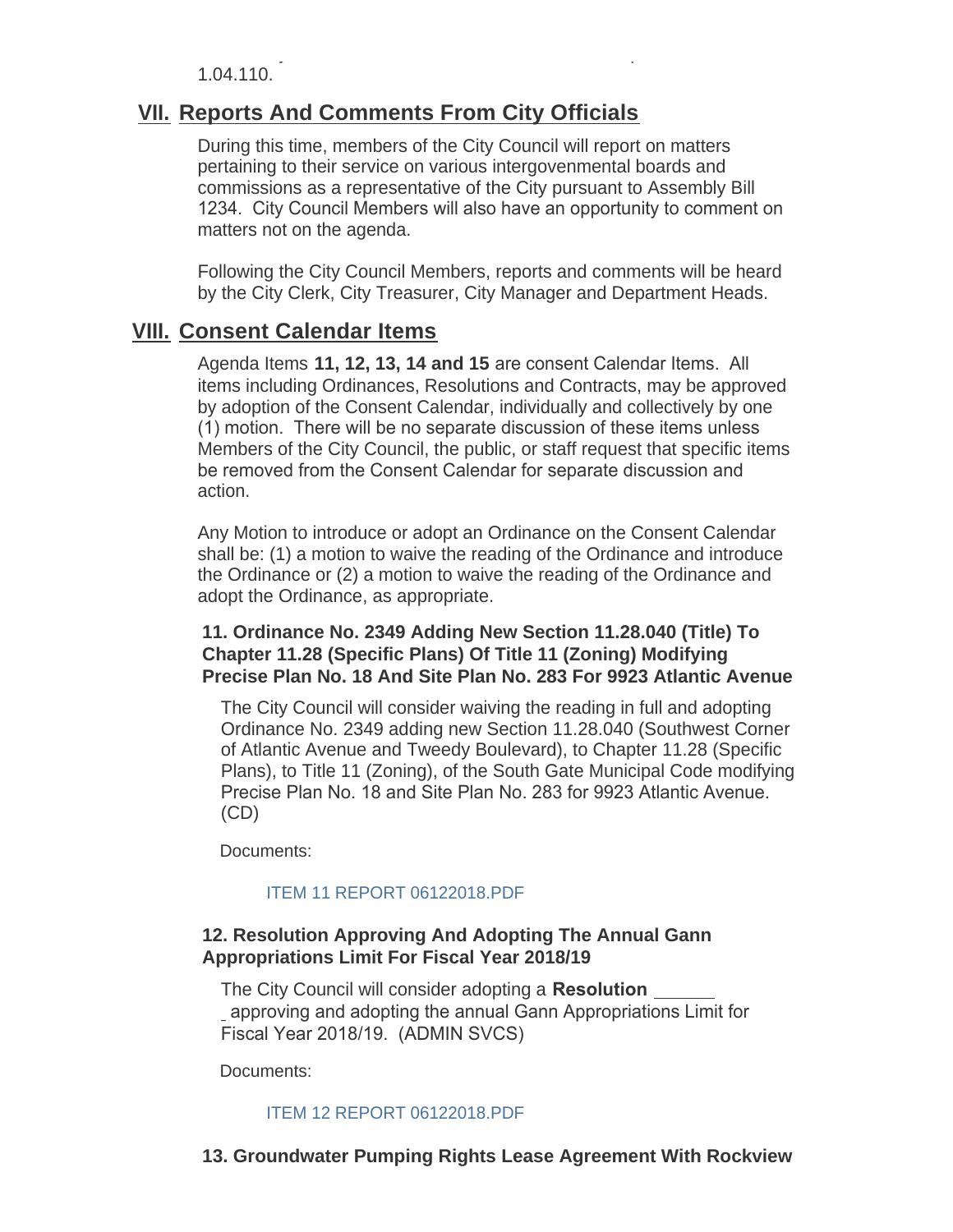1.04.110.

## VII. Reports And Comments From City Officials

During this time, members of the City Council will report on matters pertaining to their service on various intergovenmental boards and commissions as a representative of the City pursuant to Assembly Bill 1234. City Council Members will also have an opportunity to comment on matters not on the agenda.

Following the City Council Members, reports and comments will be heard by the City Clerk, City Treasurer, City Manager and Department Heads.

## VIII. Consent Calendar Items

Agenda Items **11, 12, 13, 14 and 15** are consent Calendar Items. All items including Ordinances, Resolutions and Contracts, may be approved by adoption of the Consent Calendar, individually and collectively by one (1) motion. There will be no separate discussion of these items unless Members of the City Council, the public, or staff request that specific items be removed from the Consent Calendar for separate discussion and action.

Any Motion to introduce or adopt an Ordinance on the Consent Calendar shall be: (1) a motion to waive the reading of the Ordinance and introduce the Ordinance or (2) a motion to waive the reading of the Ordinance and adopt the Ordinance, as appropriate.

### 11. Ordinance No. 2349 Adding New Section 11.28.040 (Title) To Chapter 11.28 (Specific Plans) Of Title 11 (Zoning) Modifying Precise Plan No. 18 And Site Plan No. 283 For 9923 Atlantic Avenue

The City Council will consider waiving the reading in full and adopting Ordinance No. 2349 adding new Section 11.28.040 (Southwest Corner of Atlantic Avenue and Tweedy Boulevard), to Chapter 11.28 (Specific Plans), to Title 11 (Zoning), of the South Gate Municipal Code modifying Precise Plan No. 18 and Site Plan No. 283 for 9923 Atlantic Avenue. (CD)

Documents:

ITEM 11 REPORT 06122018.PDF

### 12. Resolution Approving And Adopting The Annual Gann Appropriations Limit For Fiscal Year 2018/19

The City Council will consider adopting a **Resolution** ______ approving and adopting the annual Gann Appropriations Limit for Fiscal Year 2018/19. (ADMIN SVCS)

Documents:

ITEM 12 REPORT 06122018.PDF

### 13. Groundwater Pumping Rights Lease Agreement With Rockview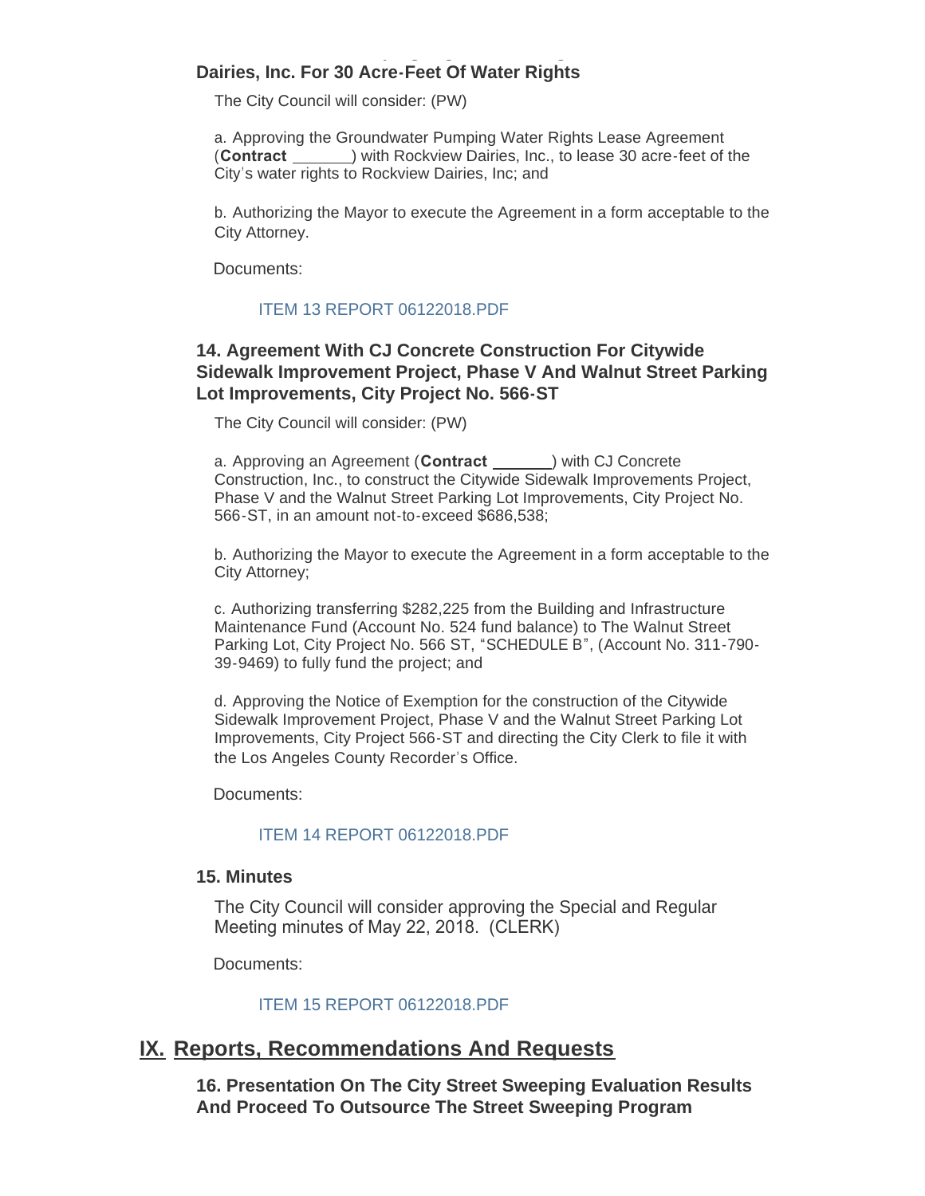### Dairies, Inc. For 30 Acre-Feet Of Water Rights

The City Council will consider: (PW)

a. Approving the Groundwater Pumping Water Rights Lease Agreement (**Contract \_\_\_\_\_\_\_**) with Rockview Dairies, Inc., to lease 30 acre-feet of the City's water rights to Rockview Dairies, Inc; and

b. Authorizing the Mayor to execute the Agreement in a form acceptable to the City Attorney.

Documents:

ITEM 13 REPORT 06122018.PDF

### 14. Agreement With CJ Concrete Construction For Citywide Sidewalk Improvement Project, Phase V And Walnut Street Parking Lot Improvements, City Project No. 566-ST

The City Council will consider: (PW)

a. Approving an Agreement (**Contract \_\_\_\_\_\_\_**) with CJ Concrete Construction, Inc., to construct the Citywide Sidewalk Improvements Project, Phase V and the Walnut Street Parking Lot Improvements, City Project No. 566-ST, in an amount not-to-exceed $686,538;

b. Authorizing the Mayor to execute the Agreement in a form acceptable to the City Attorney;

c. Authorizing transferring $282,225 from the Building and Infrastructure Maintenance Fund (Account No. 524 fund balance) to The Walnut Street Parking Lot, City Project No. 566 ST, "SCHEDULE B", (Account No. 311-790-39-9469) to fully fund the project; and

d. Approving the Notice of Exemption for the construction of the Citywide Sidewalk Improvement Project, Phase V and the Walnut Street Parking Lot Improvements, City Project 566-ST and directing the City Clerk to file it with the Los Angeles County Recorder's Office.

Documents:

ITEM 14 REPORT 06122018.PDF

### 15. Minutes

The City Council will consider approving the Special and Regular Meeting minutes of May 22, 2018. (CLERK)

Documents:

ITEM 15 REPORT 06122018.PDF

## IX. Reports, Recommendations And Requests

### 16. Presentation On The City Street Sweeping Evaluation Results And Proceed To Outsource The Street Sweeping Program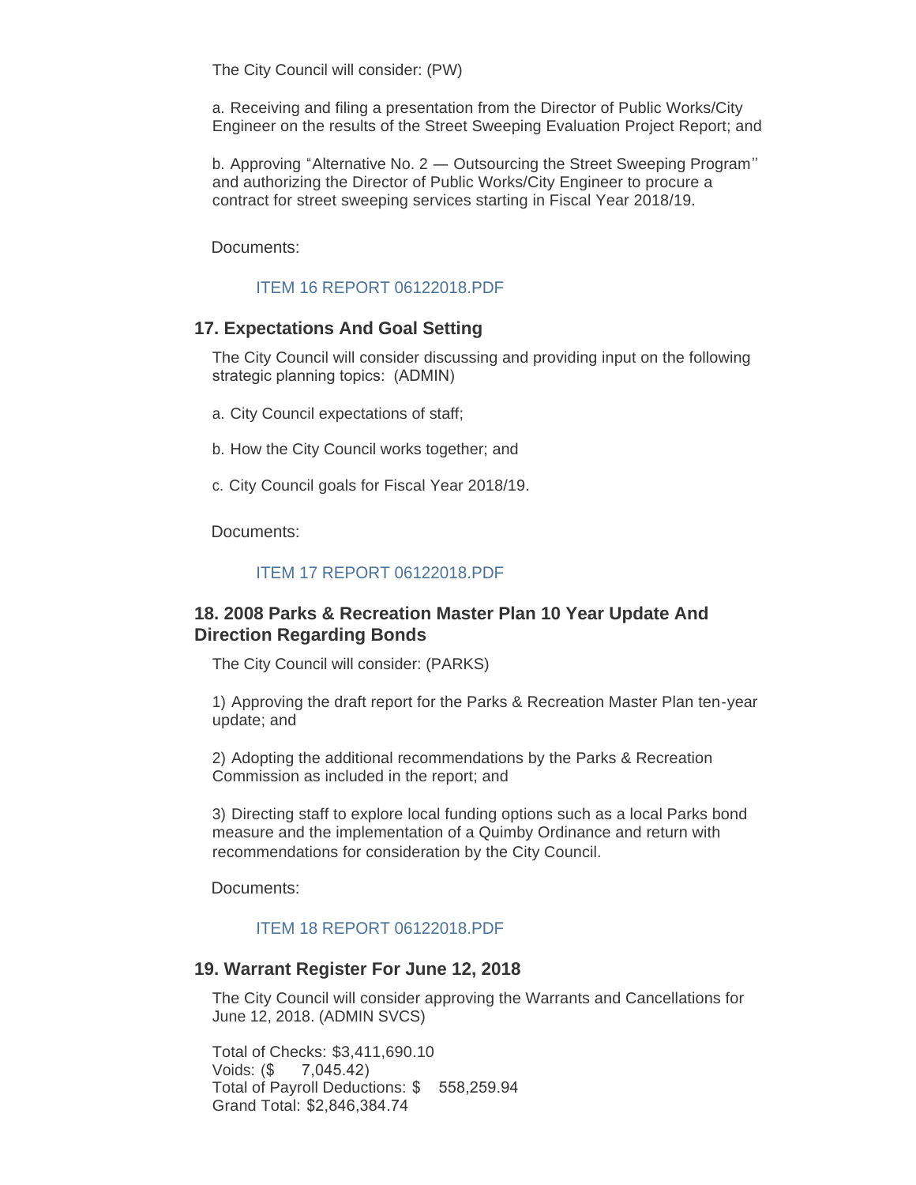The City Council will consider: (PW)

a. Receiving and filing a presentation from the Director of Public Works/City Engineer on the results of the Street Sweeping Evaluation Project Report; and

b. Approving "Alternative No. 2 — Outsourcing the Street Sweeping Program" and authorizing the Director of Public Works/City Engineer to procure a contract for street sweeping services starting in Fiscal Year 2018/19.

Documents:

ITEM 16 REPORT 06122018.PDF

### 17. Expectations And Goal Setting

The City Council will consider discussing and providing input on the following strategic planning topics: (ADMIN)

a. City Council expectations of staff;

b. How the City Council works together; and

c. City Council goals for Fiscal Year 2018/19.

Documents:

ITEM 17 REPORT 06122018.PDF

### 18. 2008 Parks & Recreation Master Plan 10 Year Update And Direction Regarding Bonds

The City Council will consider: (PARKS)

1) Approving the draft report for the Parks & Recreation Master Plan ten-year update; and

2) Adopting the additional recommendations by the Parks & Recreation Commission as included in the report; and

3) Directing staff to explore local funding options such as a local Parks bond measure and the implementation of a Quimby Ordinance and return with recommendations for consideration by the City Council.

Documents:

ITEM 18 REPORT 06122018.PDF

### 19. Warrant Register For June 12, 2018

The City Council will consider approving the Warrants and Cancellations for June 12, 2018. (ADMIN SVCS)

Total of Checks: $3,411,690.10
Voids: ($ 7,045.42)
Total of Payroll Deductions: $ 558,259.94
Grand Total: $2,846,384.74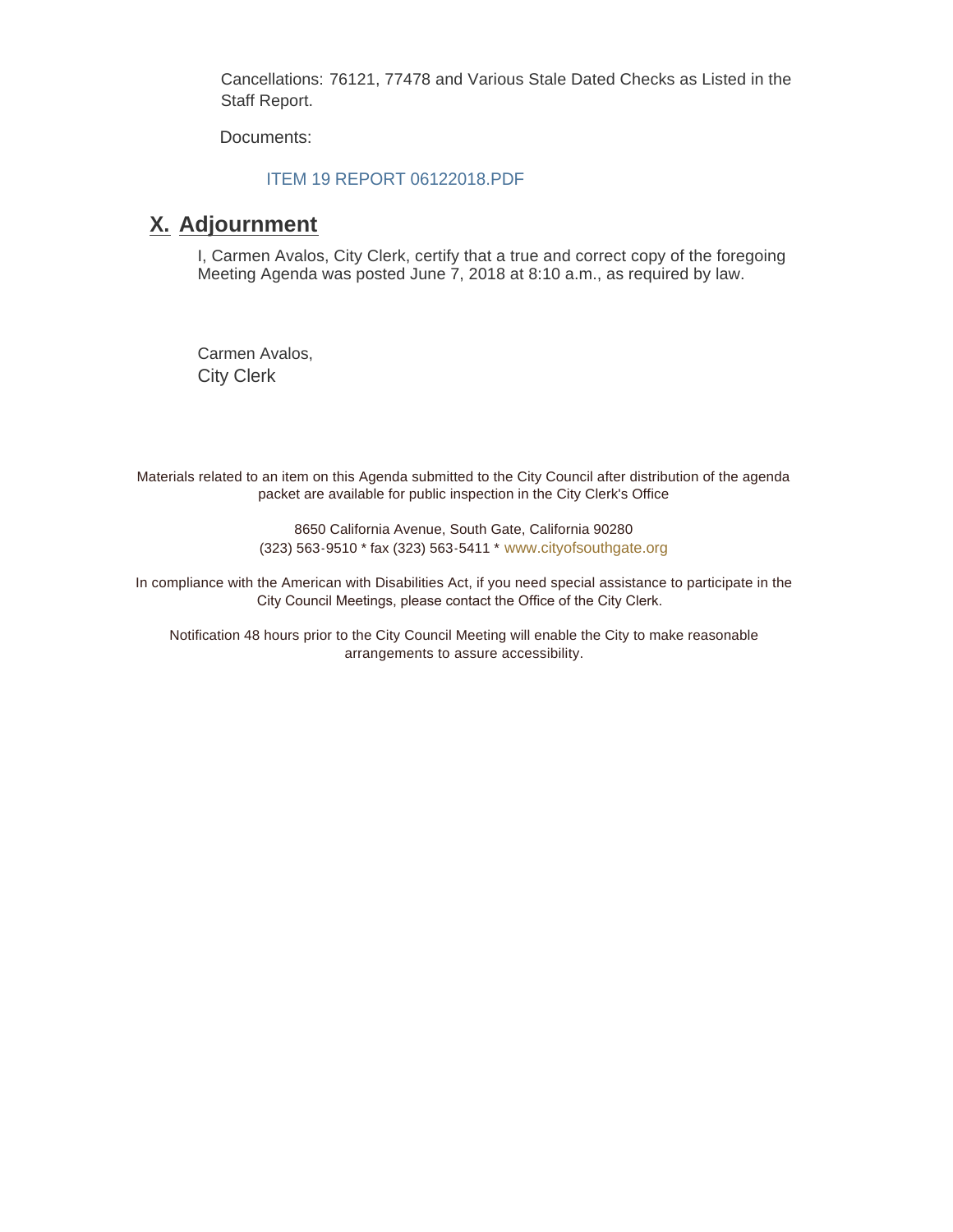Cancellations: 76121, 77478 and Various Stale Dated Checks as Listed in the Staff Report.

Documents:

ITEM 19 REPORT 06122018.PDF

## X. Adjournment

I, Carmen Avalos, City Clerk, certify that a true and correct copy of the foregoing Meeting Agenda was posted June 7, 2018 at 8:10 a.m., as required by law.

Carmen Avalos,
City Clerk

Materials related to an item on this Agenda submitted to the City Council after distribution of the agenda packet are available for public inspection in the City Clerk's Office

8650 California Avenue, South Gate, California 90280
(323) 563-9510 * fax (323) 563-5411 * www.cityofsouthgate.org

In compliance with the American with Disabilities Act, if you need special assistance to participate in the City Council Meetings, please contact the Office of the City Clerk.

Notification 48 hours prior to the City Council Meeting will enable the City to make reasonable arrangements to assure accessibility.